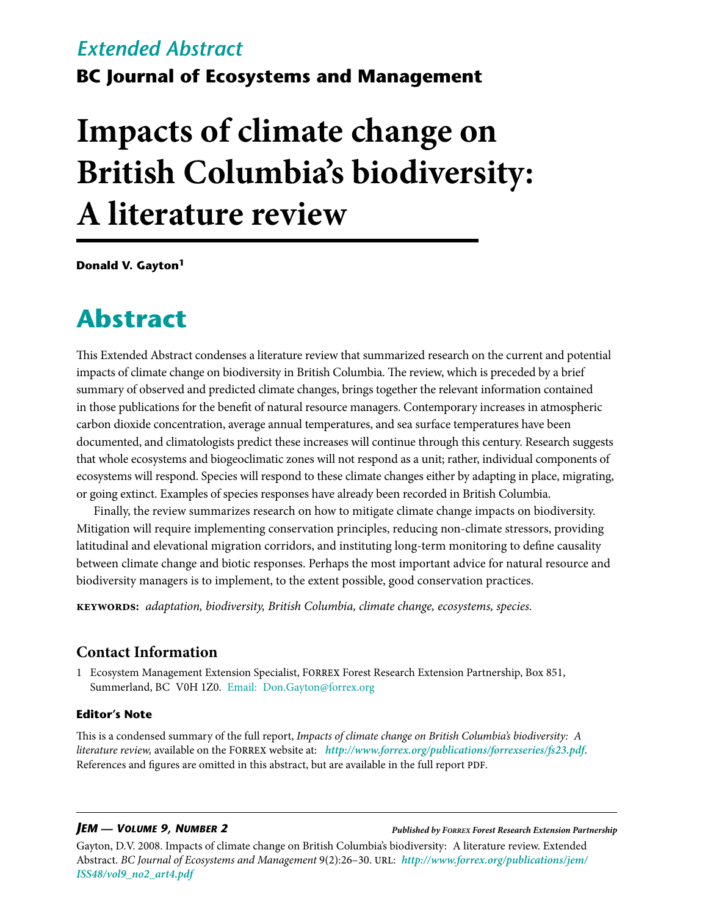*Extended Abstract*

**BC Journal of Ecosystems and Management**

# Impacts of climate change on British Columbia's biodiversity: A literature review

**Donald V. Gayton[1]**

## Abstract

This Extended Abstract condenses a literature review that summarized research on the current and potential impacts of climate change on biodiversity in British Columbia. The review, which is preceded by a brief summary of observed and predicted climate changes, brings together the relevant information contained in those publications for the benefit of natural resource managers. Contemporary increases in atmospheric carbon dioxide concentration, average annual temperatures, and sea surface temperatures have been documented, and climatologists predict these increases will continue through this century. Research suggests that whole ecosystems and biogeoclimatic zones will not respond as a unit; rather, individual components of ecosystems will respond. Species will respond to these climate changes either by adapting in place, migrating, or going extinct. Examples of species responses have already been recorded in British Columbia.

Finally, the review summarizes research on how to mitigate climate change impacts on biodiversity. Mitigation will require implementing conservation principles, reducing non-climate stressors, providing latitudinal and elevational migration corridors, and instituting long-term monitoring to define causality between climate change and biotic responses. Perhaps the most important advice for natural resource and biodiversity managers is to implement, to the extent possible, good conservation practices.

**KEYWORDS:** *adaptation, biodiversity, British Columbia, climate change, ecosystems, species.*

### Contact Information

1 Ecosystem Management Extension Specialist, FORREX Forest Research Extension Partnership, Box 851, Summerland, BC V0H 1Z0. Email: Don.Gayton@forrex.org

#### Editor's Note

This is a condensed summary of the full report, *Impacts of climate change on British Columbia's biodiversity: A literature review,* available on the FORREX website at: ***http://www.forrex.org/publications/forrexseries/fs23.pdf***. References and figures are omitted in this abstract, but are available in the full report PDF.

Gayton, D.V. 2008. Impacts of climate change on British Columbia's biodiversity: A literature review. Extended Abstract. *BC Journal of Ecosystems and Management* 9(2):26–30. URL: ***http://www.forrex.org/publications/jem/ISS48/vol9_no2_art4.pdf***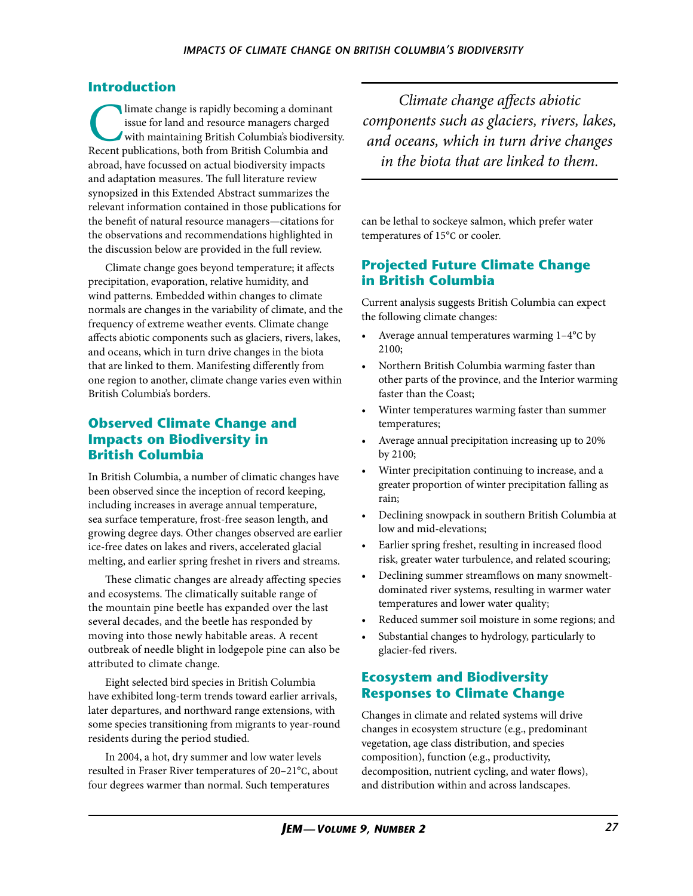## Introduction

Climate change is rapidly becoming a dominant issue for land and resource managers charged with maintaining British Columbia's biodiversity. Recent publications, both from British Columbia and abroad, have focussed on actual biodiversity impacts and adaptation measures. The full literature review synopsized in this Extended Abstract summarizes the relevant information contained in those publications for the benefit of natural resource managers—citations for the observations and recommendations highlighted in the discussion below are provided in the full review.

Climate change goes beyond temperature; it affects precipitation, evaporation, relative humidity, and wind patterns. Embedded within changes to climate normals are changes in the variability of climate, and the frequency of extreme weather events. Climate change affects abiotic components such as glaciers, rivers, lakes, and oceans, which in turn drive changes in the biota that are linked to them. Manifesting differently from one region to another, climate change varies even within British Columbia's borders.

## Observed Climate Change and Impacts on Biodiversity in British Columbia

In British Columbia, a number of climatic changes have been observed since the inception of record keeping, including increases in average annual temperature, sea surface temperature, frost-free season length, and growing degree days. Other changes observed are earlier ice-free dates on lakes and rivers, accelerated glacial melting, and earlier spring freshet in rivers and streams.

These climatic changes are already affecting species and ecosystems. The climatically suitable range of the mountain pine beetle has expanded over the last several decades, and the beetle has responded by moving into those newly habitable areas. A recent outbreak of needle blight in lodgepole pine can also be attributed to climate change.

Eight selected bird species in British Columbia have exhibited long-term trends toward earlier arrivals, later departures, and northward range extensions, with some species transitioning from migrants to year-round residents during the period studied.

In 2004, a hot, dry summer and low water levels resulted in Fraser River temperatures of 20–21°C, about four degrees warmer than normal. Such temperatures can be lethal to sockeye salmon, which prefer water temperatures of 15°C or cooler.

> *Climate change affects abiotic components such as glaciers, rivers, lakes, and oceans, which in turn drive changes in the biota that are linked to them.*

## Projected Future Climate Change in British Columbia

Current analysis suggests British Columbia can expect the following climate changes:

- Average annual temperatures warming 1–4°C by 2100;
- Northern British Columbia warming faster than other parts of the province, and the Interior warming faster than the Coast;
- Winter temperatures warming faster than summer temperatures;
- Average annual precipitation increasing up to 20% by 2100;
- Winter precipitation continuing to increase, and a greater proportion of winter precipitation falling as rain;
- Declining snowpack in southern British Columbia at low and mid-elevations;
- Earlier spring freshet, resulting in increased flood risk, greater water turbulence, and related scouring;
- Declining summer streamflows on many snowmelt-dominated river systems, resulting in warmer water temperatures and lower water quality;
- Reduced summer soil moisture in some regions; and
- Substantial changes to hydrology, particularly to glacier-fed rivers.

## Ecosystem and Biodiversity Responses to Climate Change

Changes in climate and related systems will drive changes in ecosystem structure (e.g., predominant vegetation, age class distribution, and species composition), function (e.g., productivity, decomposition, nutrient cycling, and water flows), and distribution within and across landscapes.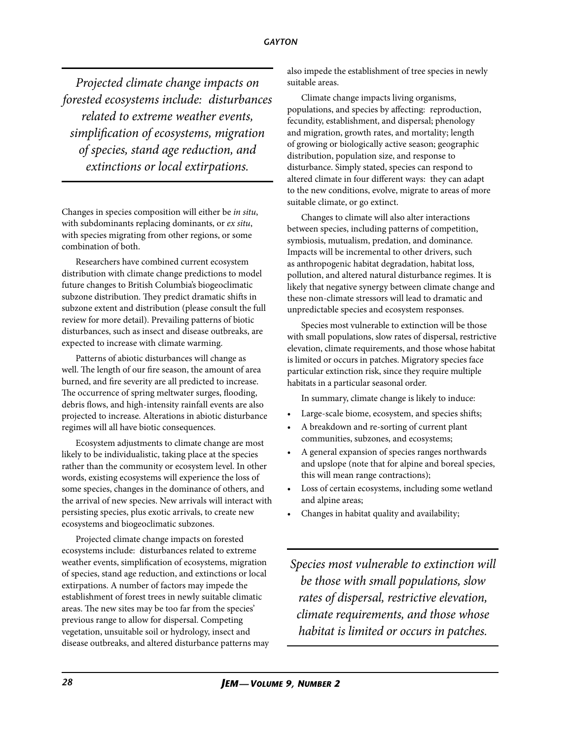*Projected climate change impacts on forested ecosystems include: disturbances related to extreme weather events, simplification of ecosystems, migration of species, stand age reduction, and extinctions or local extirpations.*

Changes in species composition will either be *in situ*, with subdominants replacing dominants, or *ex situ*, with species migrating from other regions, or some combination of both.

Researchers have combined current ecosystem distribution with climate change predictions to model future changes to British Columbia's biogeoclimatic subzone distribution. They predict dramatic shifts in subzone extent and distribution (please consult the full review for more detail). Prevailing patterns of biotic disturbances, such as insect and disease outbreaks, are expected to increase with climate warming.

Patterns of abiotic disturbances will change as well. The length of our fire season, the amount of area burned, and fire severity are all predicted to increase. The occurrence of spring meltwater surges, flooding, debris flows, and high-intensity rainfall events are also projected to increase. Alterations in abiotic disturbance regimes will all have biotic consequences.

Ecosystem adjustments to climate change are most likely to be individualistic, taking place at the species rather than the community or ecosystem level. In other words, existing ecosystems will experience the loss of some species, changes in the dominance of others, and the arrival of new species. New arrivals will interact with persisting species, plus exotic arrivals, to create new ecosystems and biogeoclimatic subzones.

Projected climate change impacts on forested ecosystems include: disturbances related to extreme weather events, simplification of ecosystems, migration of species, stand age reduction, and extinctions or local extirpations. A number of factors may impede the establishment of forest trees in newly suitable climatic areas. The new sites may be too far from the species' previous range to allow for dispersal. Competing vegetation, unsuitable soil or hydrology, insect and disease outbreaks, and altered disturbance patterns may also impede the establishment of tree species in newly suitable areas.

Climate change impacts living organisms, populations, and species by affecting: reproduction, fecundity, establishment, and dispersal; phenology and migration, growth rates, and mortality; length of growing or biologically active season; geographic distribution, population size, and response to disturbance. Simply stated, species can respond to altered climate in four different ways: they can adapt to the new conditions, evolve, migrate to areas of more suitable climate, or go extinct.

Changes to climate will also alter interactions between species, including patterns of competition, symbiosis, mutualism, predation, and dominance. Impacts will be incremental to other drivers, such as anthropogenic habitat degradation, habitat loss, pollution, and altered natural disturbance regimes. It is likely that negative synergy between climate change and these non-climate stressors will lead to dramatic and unpredictable species and ecosystem responses.

Species most vulnerable to extinction will be those with small populations, slow rates of dispersal, restrictive elevation, climate requirements, and those whose habitat is limited or occurs in patches. Migratory species face particular extinction risk, since they require multiple habitats in a particular seasonal order.

In summary, climate change is likely to induce:

- Large-scale biome, ecosystem, and species shifts;
- A breakdown and re-sorting of current plant communities, subzones, and ecosystems;
- A general expansion of species ranges northwards and upslope (note that for alpine and boreal species, this will mean range contractions);
- Loss of certain ecosystems, including some wetland and alpine areas;
- Changes in habitat quality and availability;

*Species most vulnerable to extinction will be those with small populations, slow rates of dispersal, restrictive elevation, climate requirements, and those whose habitat is limited or occurs in patches.*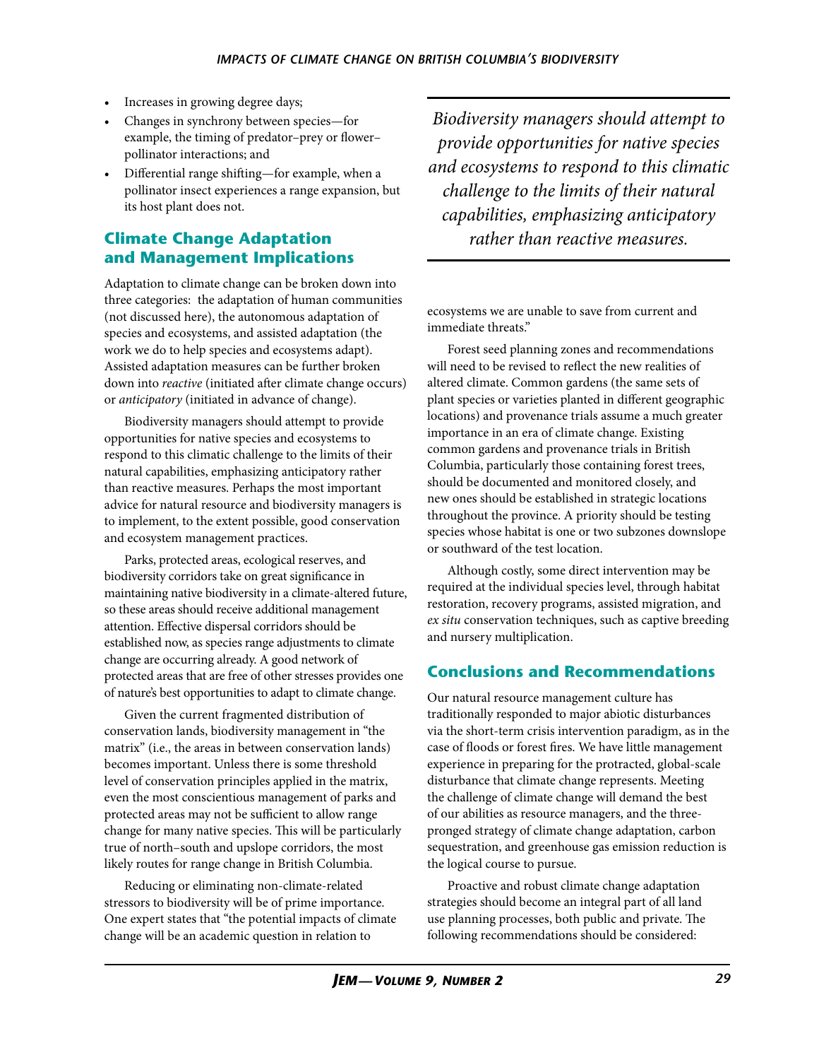- Increases in growing degree days;
- Changes in synchrony between species—for example, the timing of predator–prey or flower–pollinator interactions; and
- Differential range shifting—for example, when a pollinator insect experiences a range expansion, but its host plant does not.

## Climate Change Adaptation and Management Implications

Adaptation to climate change can be broken down into three categories: the adaptation of human communities (not discussed here), the autonomous adaptation of species and ecosystems, and assisted adaptation (the work we do to help species and ecosystems adapt). Assisted adaptation measures can be further broken down into *reactive* (initiated after climate change occurs) or *anticipatory* (initiated in advance of change).

Biodiversity managers should attempt to provide opportunities for native species and ecosystems to respond to this climatic challenge to the limits of their natural capabilities, emphasizing anticipatory rather than reactive measures. Perhaps the most important advice for natural resource and biodiversity managers is to implement, to the extent possible, good conservation and ecosystem management practices.

Parks, protected areas, ecological reserves, and biodiversity corridors take on great significance in maintaining native biodiversity in a climate-altered future, so these areas should receive additional management attention. Effective dispersal corridors should be established now, as species range adjustments to climate change are occurring already. A good network of protected areas that are free of other stresses provides one of nature's best opportunities to adapt to climate change.

Given the current fragmented distribution of conservation lands, biodiversity management in "the matrix" (i.e., the areas in between conservation lands) becomes important. Unless there is some threshold level of conservation principles applied in the matrix, even the most conscientious management of parks and protected areas may not be sufficient to allow range change for many native species. This will be particularly true of north–south and upslope corridors, the most likely routes for range change in British Columbia.

Reducing or eliminating non-climate-related stressors to biodiversity will be of prime importance. One expert states that "the potential impacts of climate change will be an academic question in relation to ecosystems we are unable to save from current and immediate threats."

> *Biodiversity managers should attempt to provide opportunities for native species and ecosystems to respond to this climatic challenge to the limits of their natural capabilities, emphasizing anticipatory rather than reactive measures.*

Forest seed planning zones and recommendations will need to be revised to reflect the new realities of altered climate. Common gardens (the same sets of plant species or varieties planted in different geographic locations) and provenance trials assume a much greater importance in an era of climate change. Existing common gardens and provenance trials in British Columbia, particularly those containing forest trees, should be documented and monitored closely, and new ones should be established in strategic locations throughout the province. A priority should be testing species whose habitat is one or two subzones downslope or southward of the test location.

Although costly, some direct intervention may be required at the individual species level, through habitat restoration, recovery programs, assisted migration, and *ex situ* conservation techniques, such as captive breeding and nursery multiplication.

## Conclusions and Recommendations

Our natural resource management culture has traditionally responded to major abiotic disturbances via the short-term crisis intervention paradigm, as in the case of floods or forest fires. We have little management experience in preparing for the protracted, global-scale disturbance that climate change represents. Meeting the challenge of climate change will demand the best of our abilities as resource managers, and the three-pronged strategy of climate change adaptation, carbon sequestration, and greenhouse gas emission reduction is the logical course to pursue.

Proactive and robust climate change adaptation strategies should become an integral part of all land use planning processes, both public and private. The following recommendations should be considered: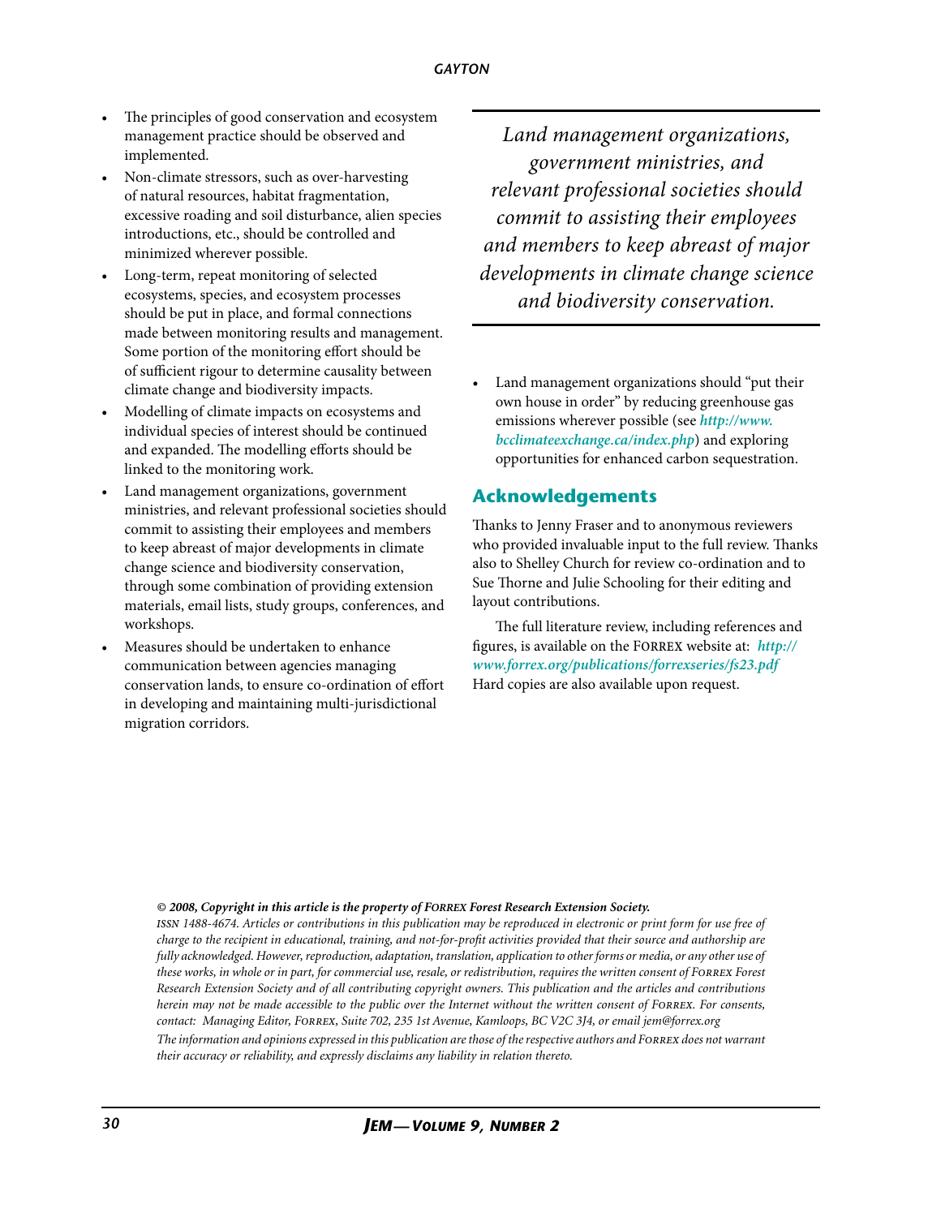- The principles of good conservation and ecosystem management practice should be observed and implemented.
- Non-climate stressors, such as over-harvesting of natural resources, habitat fragmentation, excessive roading and soil disturbance, alien species introductions, etc., should be controlled and minimized wherever possible.
- Long-term, repeat monitoring of selected ecosystems, species, and ecosystem processes should be put in place, and formal connections made between monitoring results and management. Some portion of the monitoring effort should be of sufficient rigour to determine causality between climate change and biodiversity impacts.
- Modelling of climate impacts on ecosystems and individual species of interest should be continued and expanded. The modelling efforts should be linked to the monitoring work.
- Land management organizations, government ministries, and relevant professional societies should commit to assisting their employees and members to keep abreast of major developments in climate change science and biodiversity conservation, through some combination of providing extension materials, email lists, study groups, conferences, and workshops.
- Measures should be undertaken to enhance communication between agencies managing conservation lands, to ensure co-ordination of effort in developing and maintaining multi-jurisdictional migration corridors.

> *Land management organizations, government ministries, and relevant professional societies should commit to assisting their employees and members to keep abreast of major developments in climate change science and biodiversity conservation.*

- Land management organizations should "put their own house in order" by reducing greenhouse gas emissions wherever possible (see ***http://www.bcclimateexchange.ca/index.php***) and exploring opportunities for enhanced carbon sequestration.

## Acknowledgements

Thanks to Jenny Fraser and to anonymous reviewers who provided invaluable input to the full review. Thanks also to Shelley Church for review co-ordination and to Sue Thorne and Julie Schooling for their editing and layout contributions.

The full literature review, including references and figures, is available on the FORREX website at: ***http://www.forrex.org/publications/forrexseries/fs23.pdf*** Hard copies are also available upon request.

***© 2008, Copyright in this article is the property of FORREX Forest Research Extension Society.***

*ISSN 1488-4674. Articles or contributions in this publication may be reproduced in electronic or print form for use free of charge to the recipient in educational, training, and not-for-profit activities provided that their source and authorship are fully acknowledged. However, reproduction, adaptation, translation, application to other forms or media, or any other use of these works, in whole or in part, for commercial use, resale, or redistribution, requires the written consent of FORREX Forest Research Extension Society and of all contributing copyright owners. This publication and the articles and contributions herein may not be made accessible to the public over the Internet without the written consent of FORREX. For consents, contact: Managing Editor, FORREX, Suite 702, 235 1st Avenue, Kamloops, BC V2C 3J4, or email jem@forrex.org*

*The information and opinions expressed in this publication are those of the respective authors and FORREX does not warrant their accuracy or reliability, and expressly disclaims any liability in relation thereto.*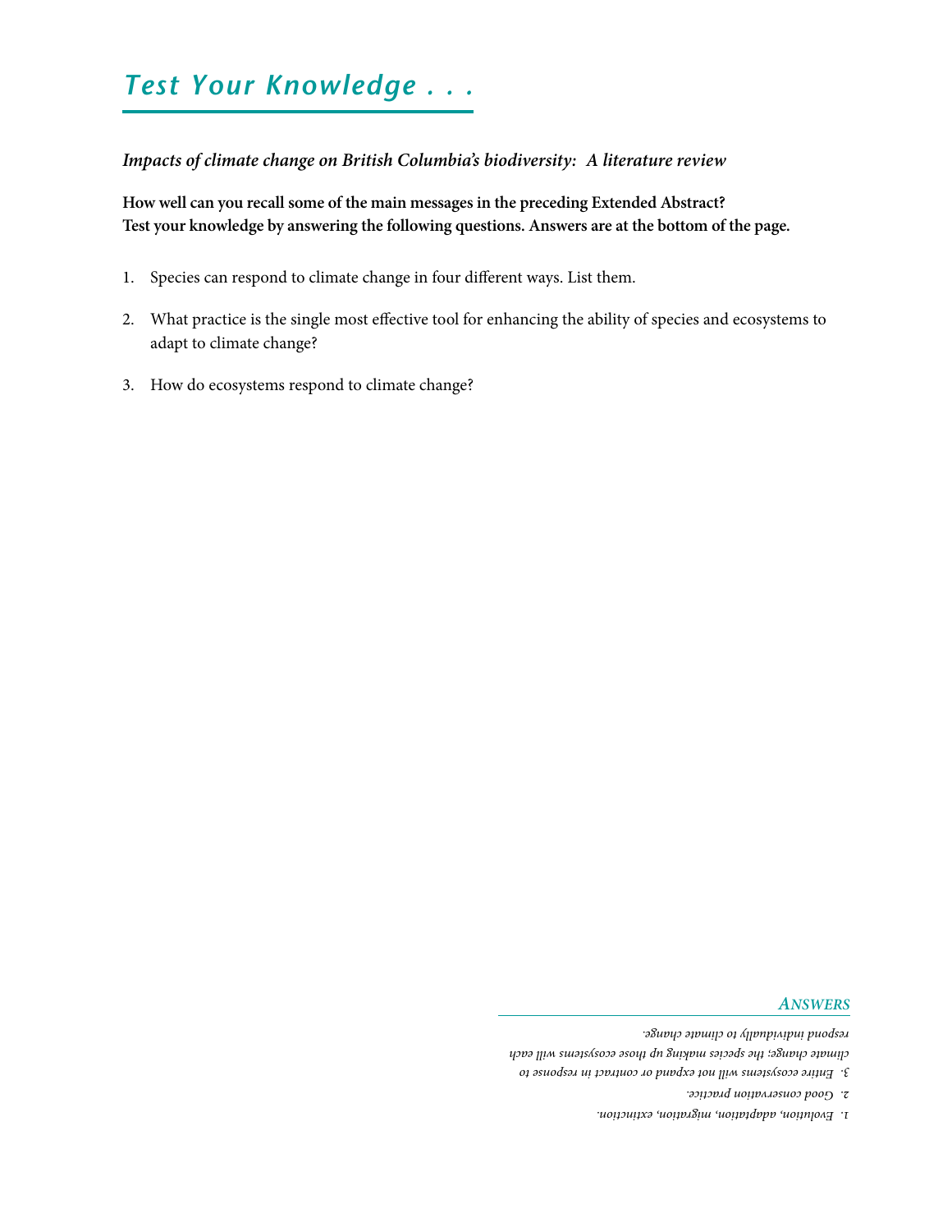# *Test Your Knowledge . . .*

***Impacts of climate change on British Columbia's biodiversity: A literature review***

**How well can you recall some of the main messages in the preceding Extended Abstract? Test your knowledge by answering the following questions. Answers are at the bottom of the page.**

1. Species can respond to climate change in four different ways. List them.
2. What practice is the single most effective tool for enhancing the ability of species and ecosystems to adapt to climate change?
3. How do ecosystems respond to climate change?

***Answers***

1. *Evolution, adaptation, migration, extinction.*
2. *Good conservation practice.*
3. *Entire ecosystems will not expand or contract in response to climate change; the species making up those ecosystems will each respond individually to climate change.*